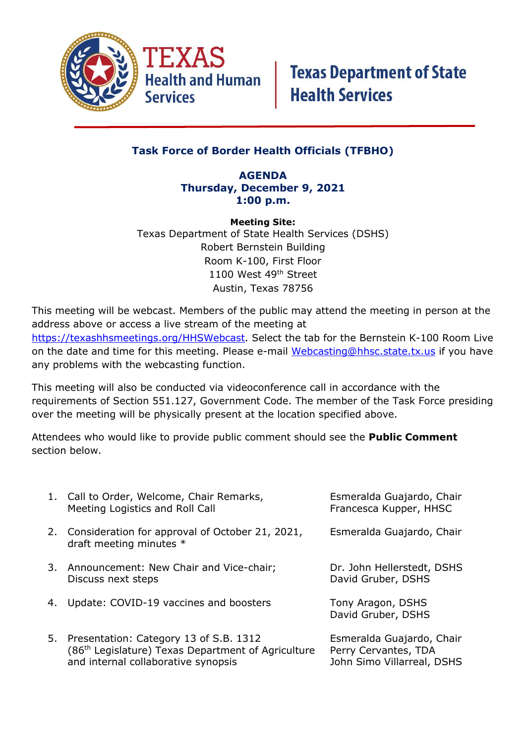**TEXAS Health and Human Services** | **Texas Department of State Health Services**

## Task Force of Border Health Officials (TFBHO)

**AGENDA**
**Thursday, December 9, 2021**
**1:00 p.m.**

**Meeting Site:**
Texas Department of State Health Services (DSHS)
Robert Bernstein Building
Room K-100, First Floor
1100 West 49th Street
Austin, Texas 78756

This meeting will be webcast. Members of the public may attend the meeting in person at the address above or access a live stream of the meeting at https://texashhsmeetings.org/HHSWebcast. Select the tab for the Bernstein K-100 Room Live on the date and time for this meeting. Please e-mail Webcasting@hhsc.state.tx.us if you have any problems with the webcasting function.

This meeting will also be conducted via videoconference call in accordance with the requirements of Section 551.127, Government Code. The member of the Task Force presiding over the meeting will be physically present at the location specified above.

Attendees who would like to provide public comment should see the **Public Comment** section below.

| | Item | Presenter(s) |
|---|---|---|
| 1. | Call to Order, Welcome, Chair Remarks, Meeting Logistics and Roll Call | Esmeralda Guajardo, Chair<br>Francesca Kupper, HHSC |
| 2. | Consideration for approval of October 21, 2021, draft meeting minutes * | Esmeralda Guajardo, Chair |
| 3. | Announcement: New Chair and Vice-chair; Discuss next steps | Dr. John Hellerstedt, DSHS<br>David Gruber, DSHS |
| 4. | Update: COVID-19 vaccines and boosters | Tony Aragon, DSHS<br>David Gruber, DSHS |
| 5. | Presentation: Category 13 of S.B. 1312 (86th Legislature) Texas Department of Agriculture and internal collaborative synopsis | Esmeralda Guajardo, Chair<br>Perry Cervantes, TDA<br>John Simo Villarreal, DSHS |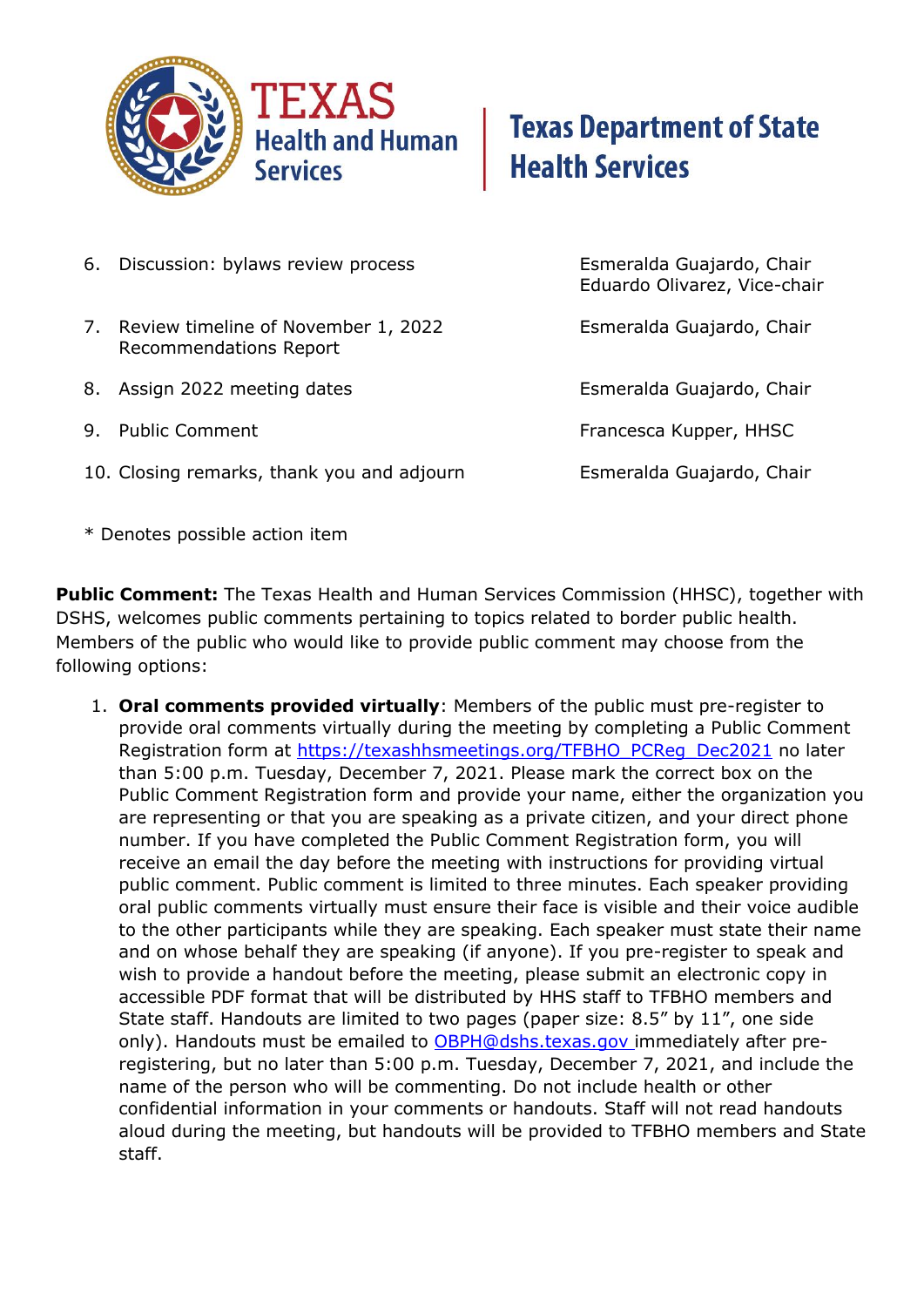| | |
|---|---|
| 6. Discussion: bylaws review process | Esmeralda Guajardo, Chair<br>Eduardo Olivarez, Vice-chair |
| 7. Review timeline of November 1, 2022 Recommendations Report | Esmeralda Guajardo, Chair |
| 8. Assign 2022 meeting dates | Esmeralda Guajardo, Chair |
| 9. Public Comment | Francesca Kupper, HHSC |
| 10. Closing remarks, thank you and adjourn | Esmeralda Guajardo, Chair |

\* Denotes possible action item

**Public Comment:** The Texas Health and Human Services Commission (HHSC), together with DSHS, welcomes public comments pertaining to topics related to border public health. Members of the public who would like to provide public comment may choose from the following options:

1. **Oral comments provided virtually**: Members of the public must pre-register to provide oral comments virtually during the meeting by completing a Public Comment Registration form at https://texashhsmeetings.org/TFBHO_PCReg_Dec2021 no later than 5:00 p.m. Tuesday, December 7, 2021. Please mark the correct box on the Public Comment Registration form and provide your name, either the organization you are representing or that you are speaking as a private citizen, and your direct phone number. If you have completed the Public Comment Registration form, you will receive an email the day before the meeting with instructions for providing virtual public comment. Public comment is limited to three minutes. Each speaker providing oral public comments virtually must ensure their face is visible and their voice audible to the other participants while they are speaking. Each speaker must state their name and on whose behalf they are speaking (if anyone). If you pre-register to speak and wish to provide a handout before the meeting, please submit an electronic copy in accessible PDF format that will be distributed by HHS staff to TFBHO members and State staff. Handouts are limited to two pages (paper size: 8.5" by 11", one side only). Handouts must be emailed to OBPH@dshs.texas.gov immediately after pre-registering, but no later than 5:00 p.m. Tuesday, December 7, 2021, and include the name of the person who will be commenting. Do not include health or other confidential information in your comments or handouts. Staff will not read handouts aloud during the meeting, but handouts will be provided to TFBHO members and State staff.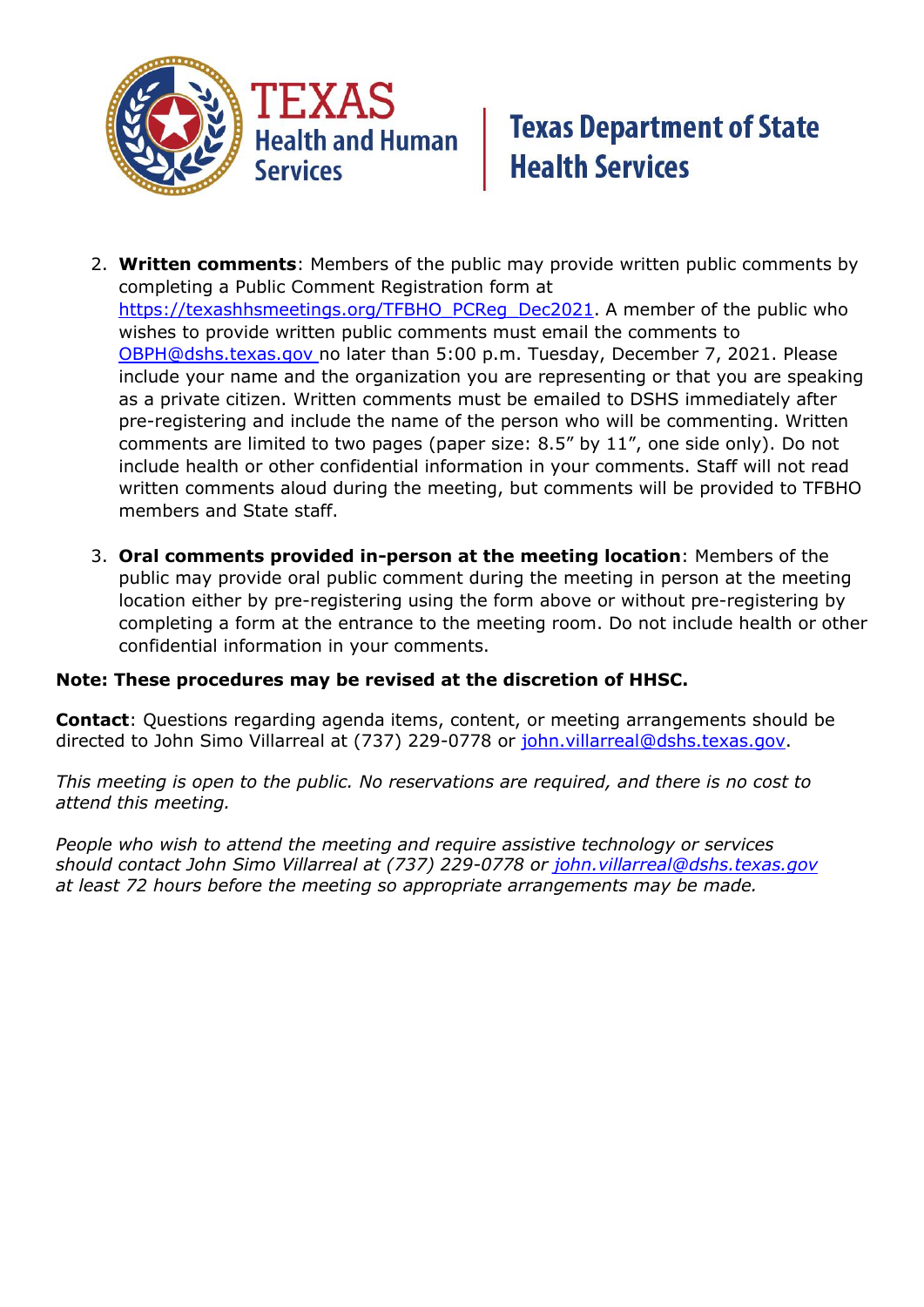2. **Written comments**: Members of the public may provide written public comments by completing a Public Comment Registration form at https://texashhsmeetings.org/TFBHO_PCReg_Dec2021. A member of the public who wishes to provide written public comments must email the comments to OBPH@dshs.texas.gov no later than 5:00 p.m. Tuesday, December 7, 2021. Please include your name and the organization you are representing or that you are speaking as a private citizen. Written comments must be emailed to DSHS immediately after pre-registering and include the name of the person who will be commenting. Written comments are limited to two pages (paper size: 8.5" by 11", one side only). Do not include health or other confidential information in your comments. Staff will not read written comments aloud during the meeting, but comments will be provided to TFBHO members and State staff.

3. **Oral comments provided in-person at the meeting location**: Members of the public may provide oral public comment during the meeting in person at the meeting location either by pre-registering using the form above or without pre-registering by completing a form at the entrance to the meeting room. Do not include health or other confidential information in your comments.

**Note: These procedures may be revised at the discretion of HHSC.**

**Contact**: Questions regarding agenda items, content, or meeting arrangements should be directed to John Simo Villarreal at (737) 229-0778 or john.villarreal@dshs.texas.gov.

*This meeting is open to the public. No reservations are required, and there is no cost to attend this meeting.*

*People who wish to attend the meeting and require assistive technology or services should contact John Simo Villarreal at (737) 229-0778 or john.villarreal@dshs.texas.gov at least 72 hours before the meeting so appropriate arrangements may be made.*